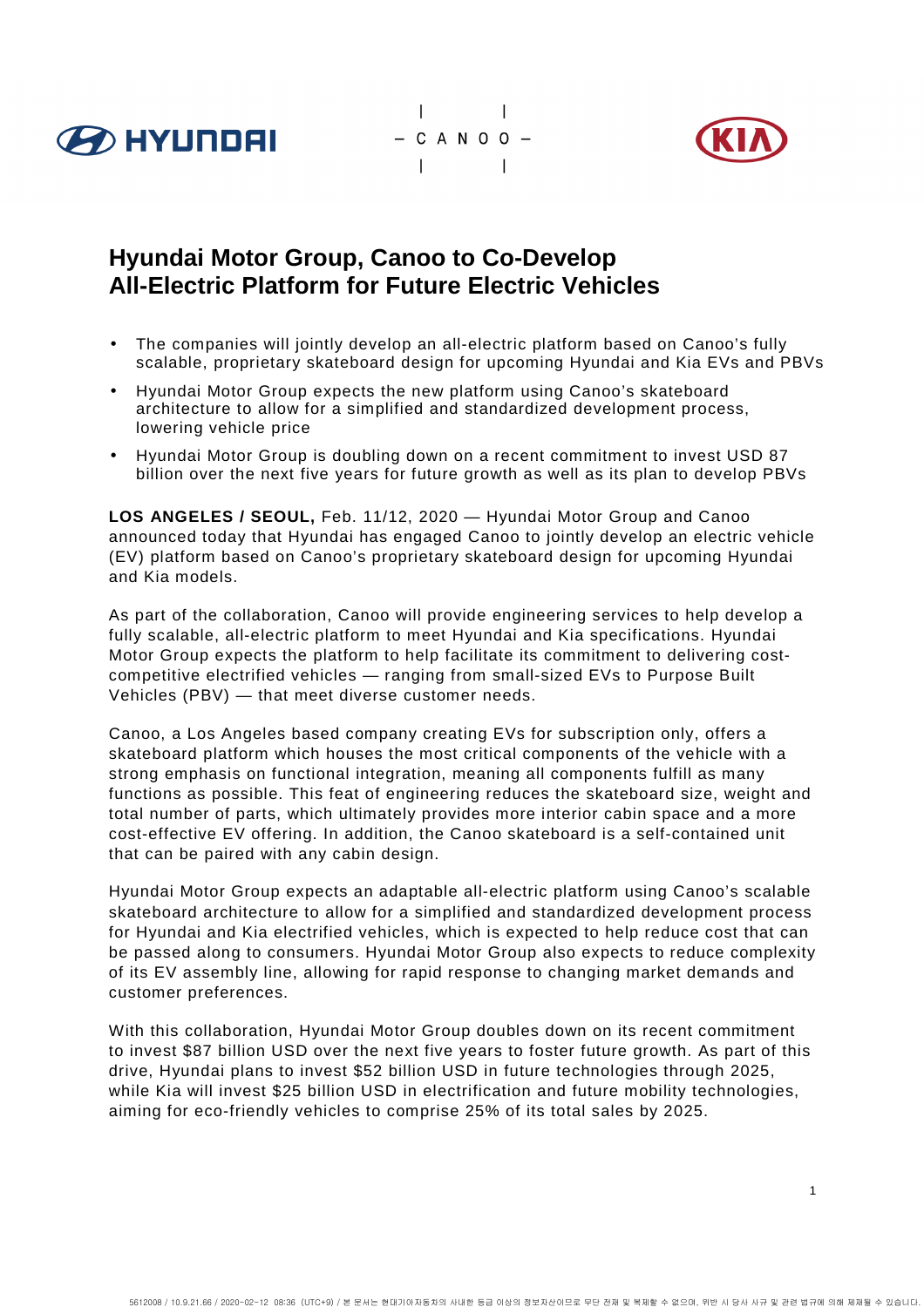# Hyundai Motor Group, Canoo to Co-Develop All-Electric Platform for Future Electric Vehicles

- The companies will jointly develop an all-electric platform based on Canoo's fully scalable, proprietary skateboard design for upcoming Hyundai and Kia EVs and PBVs
- Hyundai Motor Group expects the new platform using Canoo's skateboard architecture to allow for a simplified and standardized development process, lowering vehicle price
- Hyundai Motor Group is doubling down on a recent commitment to invest USD 87 billion over the next five years for future growth as well as its plan to develop PBVs

**LOS ANGELES / SEOUL,** Feb. 11/12, 2020 — Hyundai Motor Group and Canoo announced today that Hyundai has engaged Canoo to jointly develop an electric vehicle (EV) platform based on Canoo's proprietary skateboard design for upcoming Hyundai and Kia models.

As part of the collaboration, Canoo will provide engineering services to help develop a fully scalable, all-electric platform to meet Hyundai and Kia specifications. Hyundai Motor Group expects the platform to help facilitate its commitment to delivering cost-competitive electrified vehicles — ranging from small-sized EVs to Purpose Built Vehicles (PBV) — that meet diverse customer needs.

Canoo, a Los Angeles based company creating EVs for subscription only, offers a skateboard platform which houses the most critical components of the vehicle with a strong emphasis on functional integration, meaning all components fulfill as many functions as possible. This feat of engineering reduces the skateboard size, weight and total number of parts, which ultimately provides more interior cabin space and a more cost-effective EV offering. In addition, the Canoo skateboard is a self-contained unit that can be paired with any cabin design.

Hyundai Motor Group expects an adaptable all-electric platform using Canoo's scalable skateboard architecture to allow for a simplified and standardized development process for Hyundai and Kia electrified vehicles, which is expected to help reduce cost that can be passed along to consumers. Hyundai Motor Group also expects to reduce complexity of its EV assembly line, allowing for rapid response to changing market demands and customer preferences.

With this collaboration, Hyundai Motor Group doubles down on its recent commitment to invest $87 billion USD over the next five years to foster future growth. As part of this drive, Hyundai plans to invest $52 billion USD in future technologies through 2025, while Kia will invest $25 billion USD in electrification and future mobility technologies, aiming for eco-friendly vehicles to comprise 25% of its total sales by 2025.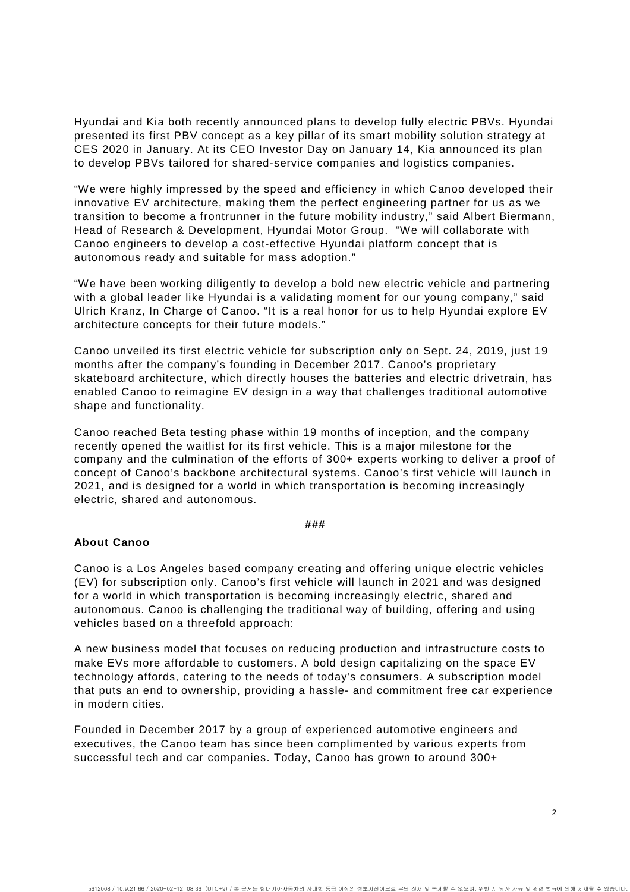Hyundai and Kia both recently announced plans to develop fully electric PBVs. Hyundai presented its first PBV concept as a key pillar of its smart mobility solution strategy at CES 2020 in January. At its CEO Investor Day on January 14, Kia announced its plan to develop PBVs tailored for shared-service companies and logistics companies.

"We were highly impressed by the speed and efficiency in which Canoo developed their innovative EV architecture, making them the perfect engineering partner for us as we transition to become a frontrunner in the future mobility industry," said Albert Biermann, Head of Research & Development, Hyundai Motor Group. "We will collaborate with Canoo engineers to develop a cost-effective Hyundai platform concept that is autonomous ready and suitable for mass adoption."

"We have been working diligently to develop a bold new electric vehicle and partnering with a global leader like Hyundai is a validating moment for our young company," said Ulrich Kranz, In Charge of Canoo. "It is a real honor for us to help Hyundai explore EV architecture concepts for their future models."

Canoo unveiled its first electric vehicle for subscription only on Sept. 24, 2019, just 19 months after the company's founding in December 2017. Canoo's proprietary skateboard architecture, which directly houses the batteries and electric drivetrain, has enabled Canoo to reimagine EV design in a way that challenges traditional automotive shape and functionality.

Canoo reached Beta testing phase within 19 months of inception, and the company recently opened the waitlist for its first vehicle. This is a major milestone for the company and the culmination of the efforts of 300+ experts working to deliver a proof of concept of Canoo's backbone architectural systems. Canoo's first vehicle will launch in 2021, and is designed for a world in which transportation is becoming increasingly electric, shared and autonomous.

###

**About Canoo**

Canoo is a Los Angeles based company creating and offering unique electric vehicles (EV) for subscription only. Canoo's first vehicle will launch in 2021 and was designed for a world in which transportation is becoming increasingly electric, shared and autonomous. Canoo is challenging the traditional way of building, offering and using vehicles based on a threefold approach:

A new business model that focuses on reducing production and infrastructure costs to make EVs more affordable to customers. A bold design capitalizing on the space EV technology affords, catering to the needs of today's consumers. A subscription model that puts an end to ownership, providing a hassle- and commitment free car experience in modern cities.

Founded in December 2017 by a group of experienced automotive engineers and executives, the Canoo team has since been complimented by various experts from successful tech and car companies. Today, Canoo has grown to around 300+

5612008 / 10.9.21.66 / 2020-02-12 08:36 (UTC+9) / 본 문서는 현대기아자동차의 사내한 등급 이상의 정보자산이므로 무단 전재 및 복제할 수 없으며, 위반 시 당사 사규 및 관련 법규에 의해 제재될 수 있습니다.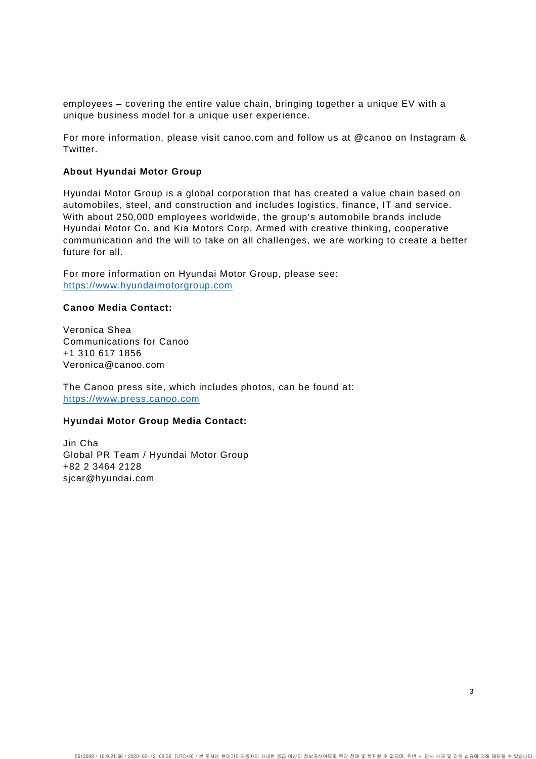employees – covering the entire value chain, bringing together a unique EV with a unique business model for a unique user experience.

For more information, please visit canoo.com and follow us at @canoo on Instagram & Twitter.

**About Hyundai Motor Group**

Hyundai Motor Group is a global corporation that has created a value chain based on automobiles, steel, and construction and includes logistics, finance, IT and service. With about 250,000 employees worldwide, the group's automobile brands include Hyundai Motor Co. and Kia Motors Corp. Armed with creative thinking, cooperative communication and the will to take on all challenges, we are working to create a better future for all.

For more information on Hyundai Motor Group, please see:
https://www.hyundaimotorgroup.com

**Canoo Media Contact:**

Veronica Shea
Communications for Canoo
+1 310 617 1856
Veronica@canoo.com

The Canoo press site, which includes photos, can be found at:
https://www.press.canoo.com

**Hyundai Motor Group Media Contact:**

Jin Cha
Global PR Team / Hyundai Motor Group
+82 2 3464 2128
sjcar@hyundai.com